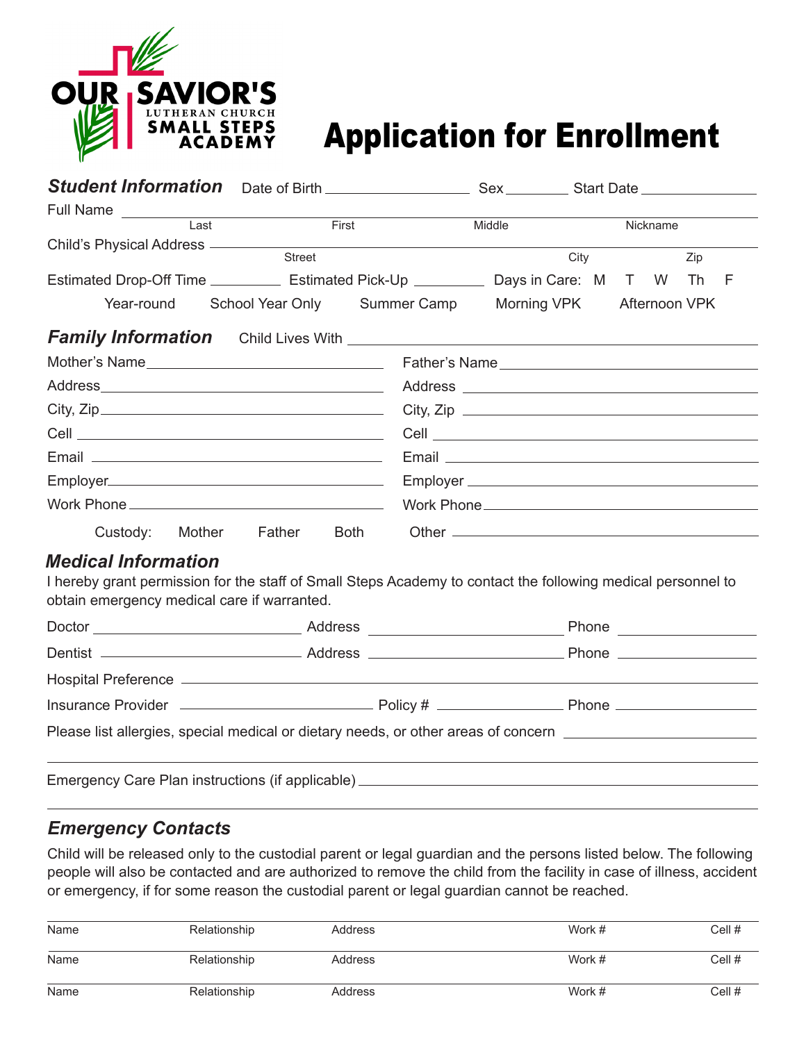OUR SAVIOR'S
LUTHERAN CHURCH
SMALL STEPS
ACADEMY

# Application for Enrollment

## *Student Information*

Date of Birth ____________________ Sex ________ Start Date ________________

Full Name ____________________________________________________________________
Last | First | Middle | Nickname

Child's Physical Address ______________________________________________________
Street | City | Zip

Estimated Drop-Off Time __________ Estimated Pick-Up __________ Days in Care: M T W Th F

Year-round School Year Only Summer Camp Morning VPK Afternoon VPK

## *Family Information*

Child Lives With ______________________________________________________________

Mother's Name ______________________________ Father's Name ______________________________

Address ______________________________ Address ______________________________

City, Zip ______________________________ City, Zip ______________________________

Cell ______________________________ Cell ______________________________

Email ______________________________ Email ______________________________

Employer ______________________________ Employer ______________________________

Work Phone ______________________________ Work Phone ______________________________

Custody: Mother Father Both Other ______________________________

## *Medical Information*

I hereby grant permission for the staff of Small Steps Academy to contact the following medical personnel to obtain emergency medical care if warranted.

Doctor ____________________ Address ____________________ Phone ______________

Dentist ____________________ Address ____________________ Phone ______________

Hospital Preference ______________________________________________________________

Insurance Provider ____________________ Policy # ______________ Phone ______________

Please list allergies, special medical or dietary needs, or other areas of concern ______________________

______________________________________________________________________________

Emergency Care Plan instructions (if applicable) ______________________________________

______________________________________________________________________________

## *Emergency Contacts*

Child will be released only to the custodial parent or legal guardian and the persons listed below. The following people will also be contacted and are authorized to remove the child from the facility in case of illness, accident or emergency, if for some reason the custodial parent or legal guardian cannot be reached.

| Name | Relationship | Address | Work # | Cell # |
|---|---|---|---|---|
| Name | Relationship | Address | Work # | Cell # |
| Name | Relationship | Address | Work # | Cell # |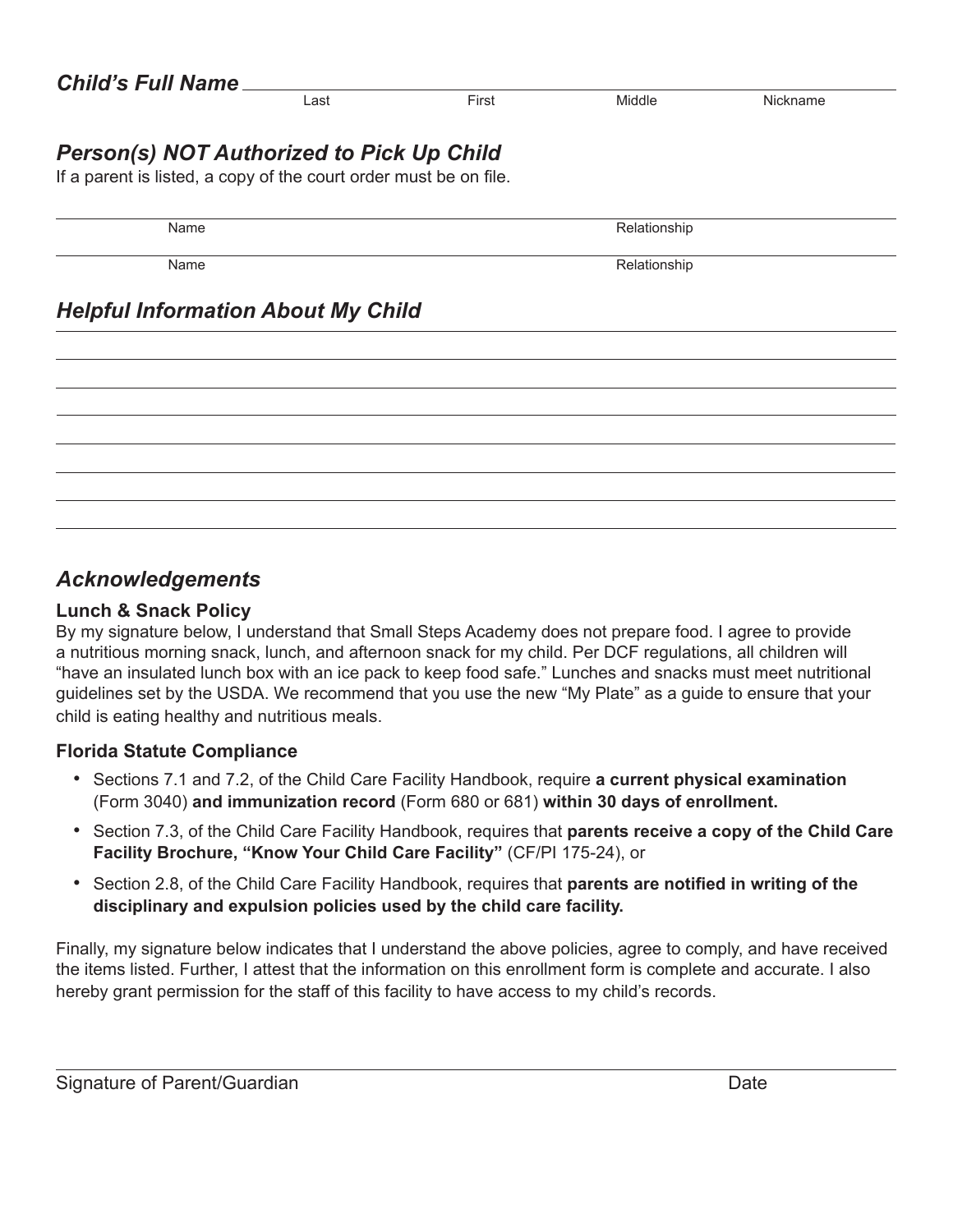### *Child's Full Name* \_\_\_\_\_\_\_\_\_\_\_\_\_\_\_\_\_\_\_\_\_\_\_\_\_\_\_\_\_\_\_\_\_\_\_\_\_\_\_\_

Last First Middle Nickname

### *Person(s) NOT Authorized to Pick Up Child*

If a parent is listed, a copy of the court order must be on file.

\_\_\_\_\_\_\_\_\_\_\_\_\_\_\_\_\_\_\_\_\_\_\_\_\_\_\_\_\_\_\_\_\_\_\_\_\_\_\_\_

Name Relationship

\_\_\_\_\_\_\_\_\_\_\_\_\_\_\_\_\_\_\_\_\_\_\_\_\_\_\_\_\_\_\_\_\_\_\_\_\_\_\_\_

Name Relationship

### *Helpful Information About My Child*

\_\_\_\_\_\_\_\_\_\_\_\_\_\_\_\_\_\_\_\_\_\_\_\_\_\_\_\_\_\_\_\_\_\_\_\_\_\_\_\_

\_\_\_\_\_\_\_\_\_\_\_\_\_\_\_\_\_\_\_\_\_\_\_\_\_\_\_\_\_\_\_\_\_\_\_\_\_\_\_\_

\_\_\_\_\_\_\_\_\_\_\_\_\_\_\_\_\_\_\_\_\_\_\_\_\_\_\_\_\_\_\_\_\_\_\_\_\_\_\_\_

\_\_\_\_\_\_\_\_\_\_\_\_\_\_\_\_\_\_\_\_\_\_\_\_\_\_\_\_\_\_\_\_\_\_\_\_\_\_\_\_

\_\_\_\_\_\_\_\_\_\_\_\_\_\_\_\_\_\_\_\_\_\_\_\_\_\_\_\_\_\_\_\_\_\_\_\_\_\_\_\_

\_\_\_\_\_\_\_\_\_\_\_\_\_\_\_\_\_\_\_\_\_\_\_\_\_\_\_\_\_\_\_\_\_\_\_\_\_\_\_\_

\_\_\_\_\_\_\_\_\_\_\_\_\_\_\_\_\_\_\_\_\_\_\_\_\_\_\_\_\_\_\_\_\_\_\_\_\_\_\_\_

## *Acknowledgements*

**Lunch & Snack Policy**

By my signature below, I understand that Small Steps Academy does not prepare food. I agree to provide a nutritious morning snack, lunch, and afternoon snack for my child. Per DCF regulations, all children will "have an insulated lunch box with an ice pack to keep food safe." Lunches and snacks must meet nutritional guidelines set by the USDA. We recommend that you use the new "My Plate" as a guide to ensure that your child is eating healthy and nutritious meals.

**Florida Statute Compliance**

- Sections 7.1 and 7.2, of the Child Care Facility Handbook, require **a current physical examination** (Form 3040) **and immunization record** (Form 680 or 681) **within 30 days of enrollment.**
- Section 7.3, of the Child Care Facility Handbook, requires that **parents receive a copy of the Child Care Facility Brochure, "Know Your Child Care Facility"** (CF/PI 175-24), or
- Section 2.8, of the Child Care Facility Handbook, requires that **parents are notified in writing of the disciplinary and expulsion policies used by the child care facility.**

Finally, my signature below indicates that I understand the above policies, agree to comply, and have received the items listed. Further, I attest that the information on this enrollment form is complete and accurate. I also hereby grant permission for the staff of this facility to have access to my child's records.

\_\_\_\_\_\_\_\_\_\_\_\_\_\_\_\_\_\_\_\_\_\_\_\_\_\_\_\_\_\_\_\_\_\_\_\_\_\_\_\_

Signature of Parent/Guardian Date